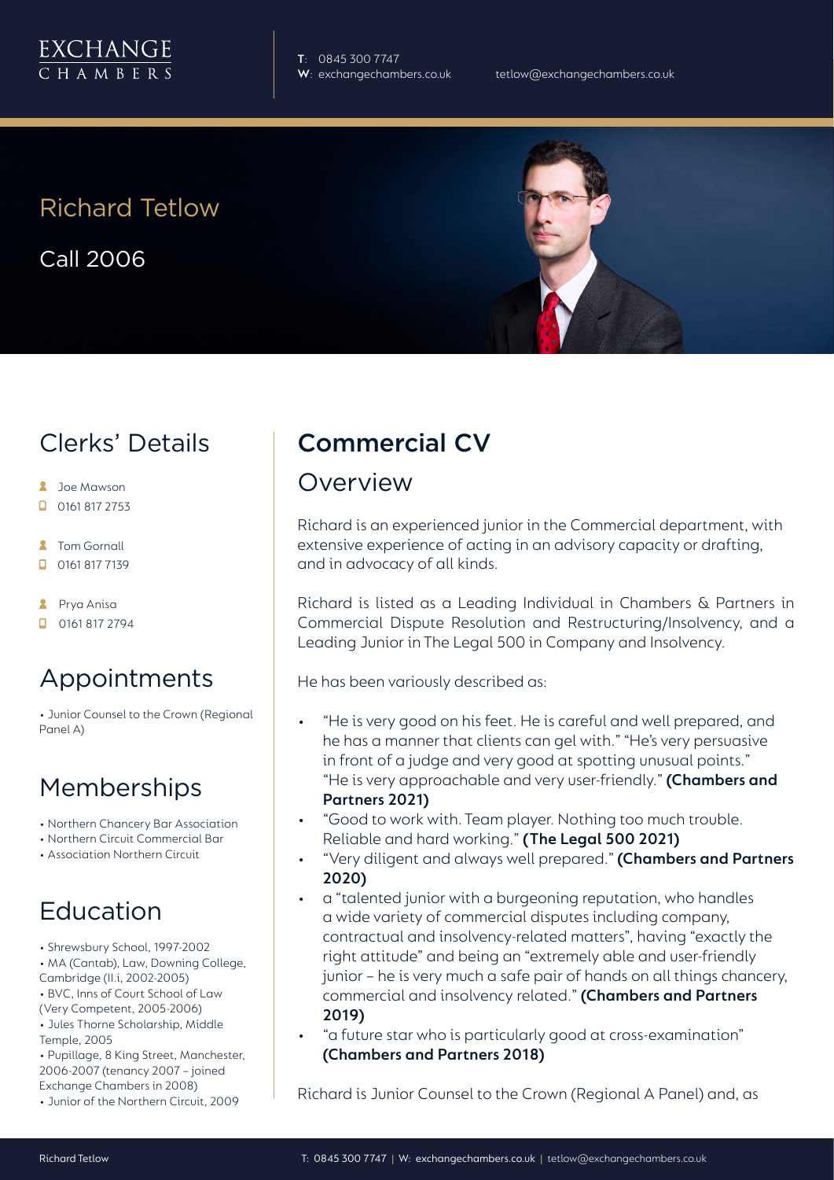EXCHANGE CHAMBERS

**T**: 0845 300 7747
**W**: exchangechambers.co.uk

tetlow@exchangechambers.co.uk

# Richard Tetlow

Call 2006

## Clerks' Details

- Joe Mawson
- 0161 817 2753
- Tom Gornall
- 0161 817 7139
- Prya Anisa
- 0161 817 2794

## Appointments

- Junior Counsel to the Crown (Regional Panel A)

## Memberships

- Northern Chancery Bar Association
- Northern Circuit Commercial Bar
- Association Northern Circuit

## Education

- Shrewsbury School, 1997-2002
- MA (Cantab), Law, Downing College, Cambridge (II.i, 2002-2005)
- BVC, Inns of Court School of Law (Very Competent, 2005-2006)
- Jules Thorne Scholarship, Middle Temple, 2005
- Pupillage, 8 King Street, Manchester, 2006-2007 (tenancy 2007 – joined Exchange Chambers in 2008)
- Junior of the Northern Circuit, 2009

## Commercial CV

### Overview

Richard is an experienced junior in the Commercial department, with extensive experience of acting in an advisory capacity or drafting, and in advocacy of all kinds.

Richard is listed as a Leading Individual in Chambers & Partners in Commercial Dispute Resolution and Restructuring/Insolvency, and a Leading Junior in The Legal 500 in Company and Insolvency.

He has been variously described as:

- "He is very good on his feet. He is careful and well prepared, and he has a manner that clients can gel with." "He's very persuasive in front of a judge and very good at spotting unusual points." "He is very approachable and very user-friendly." **(Chambers and Partners 2021)**
- "Good to work with. Team player. Nothing too much trouble. Reliable and hard working." **(The Legal 500 2021)**
- "Very diligent and always well prepared." **(Chambers and Partners 2020)**
- a "talented junior with a burgeoning reputation, who handles a wide variety of commercial disputes including company, contractual and insolvency-related matters", having "exactly the right attitude" and being an "extremely able and user-friendly junior – he is very much a safe pair of hands on all things chancery, commercial and insolvency related." **(Chambers and Partners 2019)**
- "a future star who is particularly good at cross-examination" **(Chambers and Partners 2018)**

Richard is Junior Counsel to the Crown (Regional A Panel) and, as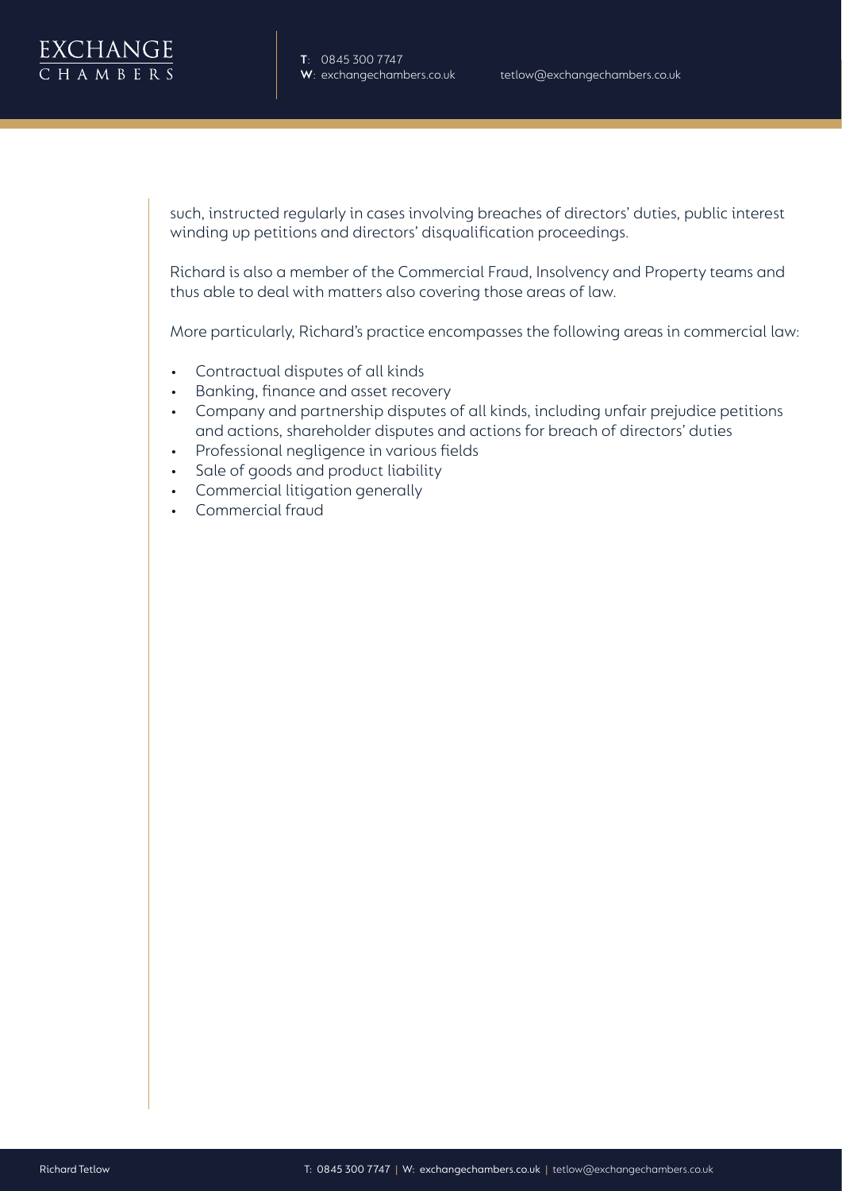such, instructed regularly in cases involving breaches of directors' duties, public interest winding up petitions and directors' disqualification proceedings.

Richard is also a member of the Commercial Fraud, Insolvency and Property teams and thus able to deal with matters also covering those areas of law.

More particularly, Richard's practice encompasses the following areas in commercial law:

- Contractual disputes of all kinds
- Banking, finance and asset recovery
- Company and partnership disputes of all kinds, including unfair prejudice petitions and actions, shareholder disputes and actions for breach of directors' duties
- Professional negligence in various fields
- Sale of goods and product liability
- Commercial litigation generally
- Commercial fraud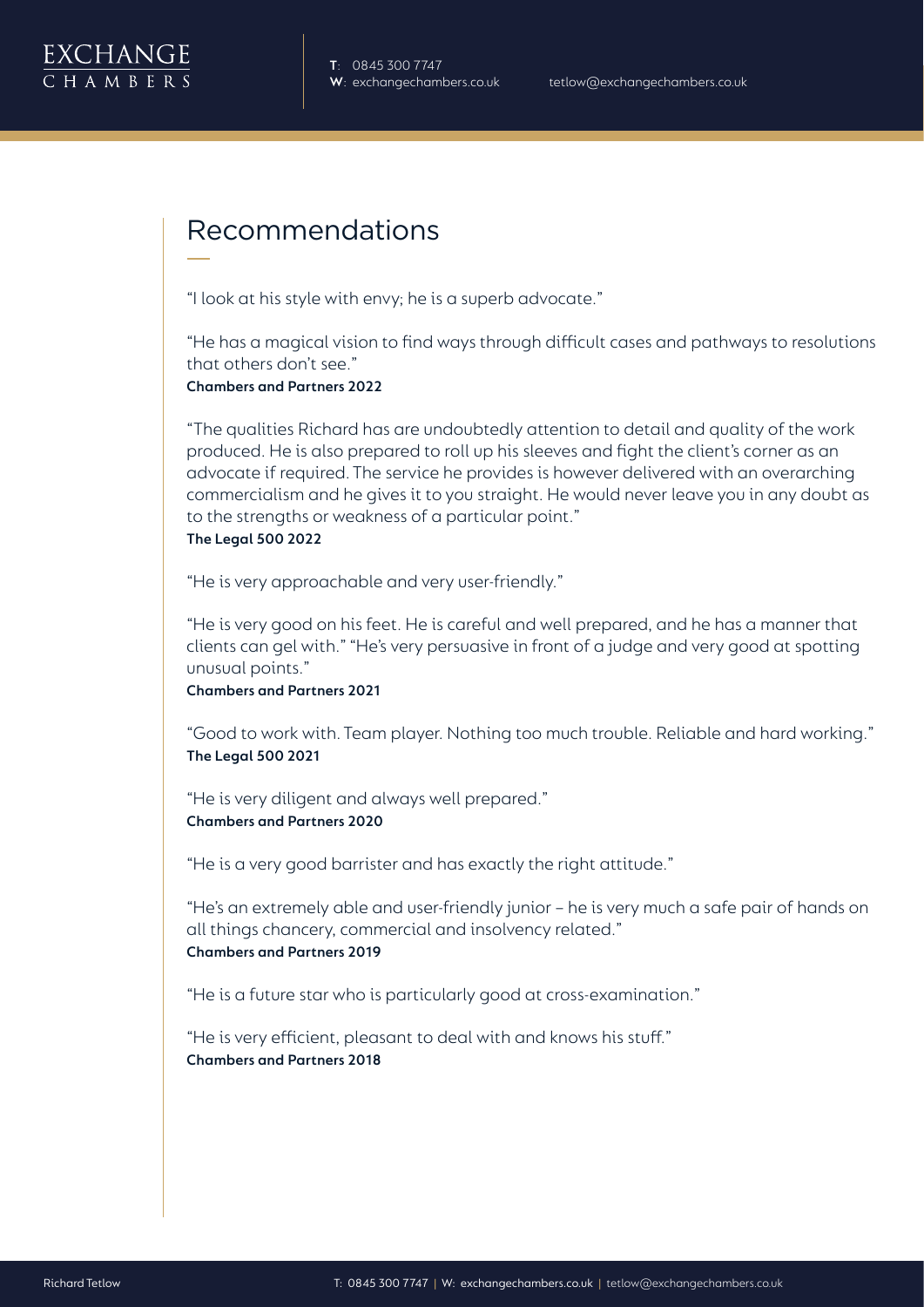## Recommendations

"I look at his style with envy; he is a superb advocate."

"He has a magical vision to find ways through difficult cases and pathways to resolutions that others don't see."
**Chambers and Partners 2022**

"The qualities Richard has are undoubtedly attention to detail and quality of the work produced. He is also prepared to roll up his sleeves and fight the client's corner as an advocate if required. The service he provides is however delivered with an overarching commercialism and he gives it to you straight. He would never leave you in any doubt as to the strengths or weakness of a particular point."
**The Legal 500 2022**

"He is very approachable and very user-friendly."

"He is very good on his feet. He is careful and well prepared, and he has a manner that clients can gel with." "He's very persuasive in front of a judge and very good at spotting unusual points."
**Chambers and Partners 2021**

"Good to work with. Team player. Nothing too much trouble. Reliable and hard working."
**The Legal 500 2021**

"He is very diligent and always well prepared."
**Chambers and Partners 2020**

"He is a very good barrister and has exactly the right attitude."

"He's an extremely able and user-friendly junior – he is very much a safe pair of hands on all things chancery, commercial and insolvency related."
**Chambers and Partners 2019**

"He is a future star who is particularly good at cross-examination."

"He is very efficient, pleasant to deal with and knows his stuff."
**Chambers and Partners 2018**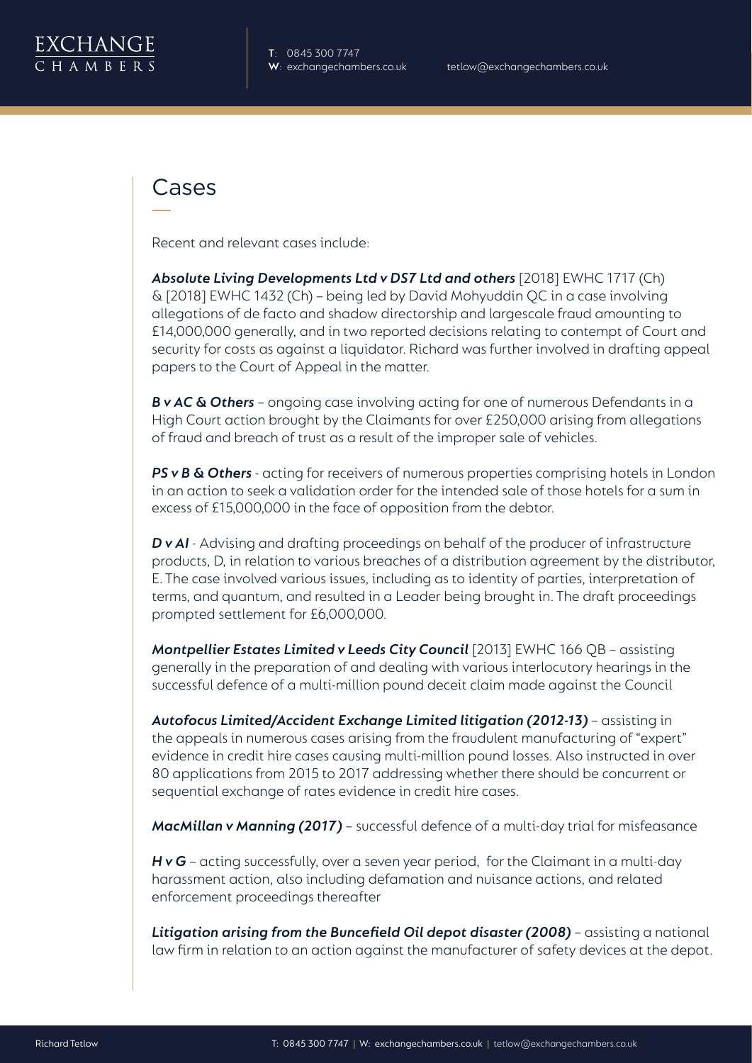# Cases

Recent and relevant cases include:

***Absolute Living Developments Ltd v DS7 Ltd and others*** [2018] EWHC 1717 (Ch) & [2018] EWHC 1432 (Ch) – being led by David Mohyuddin QC in a case involving allegations of de facto and shadow directorship and largescale fraud amounting to £14,000,000 generally, and in two reported decisions relating to contempt of Court and security for costs as against a liquidator. Richard was further involved in drafting appeal papers to the Court of Appeal in the matter.

***B v AC & Others*** – ongoing case involving acting for one of numerous Defendants in a High Court action brought by the Claimants for over £250,000 arising from allegations of fraud and breach of trust as a result of the improper sale of vehicles.

***PS v B & Others*** - acting for receivers of numerous properties comprising hotels in London in an action to seek a validation order for the intended sale of those hotels for a sum in excess of £15,000,000 in the face of opposition from the debtor.

***D v AI*** - Advising and drafting proceedings on behalf of the producer of infrastructure products, D, in relation to various breaches of a distribution agreement by the distributor, E. The case involved various issues, including as to identity of parties, interpretation of terms, and quantum, and resulted in a Leader being brought in. The draft proceedings prompted settlement for £6,000,000.

***Montpellier Estates Limited v Leeds City Council*** [2013] EWHC 166 QB – assisting generally in the preparation of and dealing with various interlocutory hearings in the successful defence of a multi-million pound deceit claim made against the Council

***Autofocus Limited/Accident Exchange Limited litigation (2012-13)*** – assisting in the appeals in numerous cases arising from the fraudulent manufacturing of "expert" evidence in credit hire cases causing multi-million pound losses. Also instructed in over 80 applications from 2015 to 2017 addressing whether there should be concurrent or sequential exchange of rates evidence in credit hire cases.

***MacMillan v Manning (2017)*** – successful defence of a multi-day trial for misfeasance

***H v G*** – acting successfully, over a seven year period, for the Claimant in a multi-day harassment action, also including defamation and nuisance actions, and related enforcement proceedings thereafter

***Litigation arising from the Buncefield Oil depot disaster (2008)*** – assisting a national law firm in relation to an action against the manufacturer of safety devices at the depot.